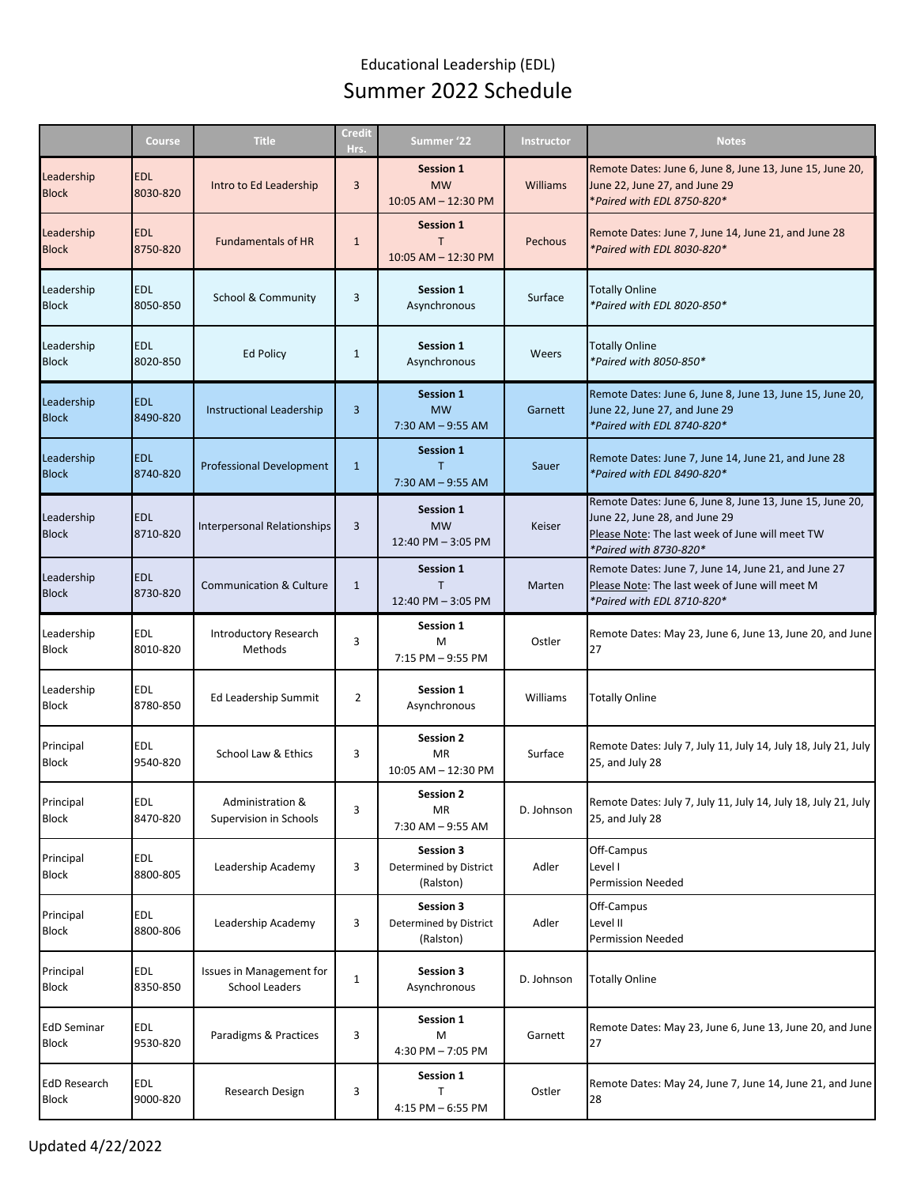# Educational Leadership (EDL)

## Summer 2022 Schedule

| | Course | Title | Credit Hrs. | Summer '22 | Instructor | Notes |
|---|---|---|---|---|---|---|
| Leadership Block | EDL 8030-820 | Intro to Ed Leadership | 3 | **Session 1** MW 10:05 AM – 12:30 PM | Williams | Remote Dates: June 6, June 8, June 13, June 15, June 20, June 22, June 27, and June 29 *Paired with EDL 8750-820* |
| Leadership Block | EDL 8750-820 | Fundamentals of HR | 1 | **Session 1** T 10:05 AM – 12:30 PM | Pechous | Remote Dates: June 7, June 14, June 21, and June 28 *Paired with EDL 8030-820* |
| Leadership Block | EDL 8050-850 | School & Community | 3 | **Session 1** Asynchronous | Surface | Totally Online *Paired with EDL 8020-850* |
| Leadership Block | EDL 8020-850 | Ed Policy | 1 | **Session 1** Asynchronous | Weers | Totally Online *Paired with 8050-850* |
| Leadership Block | EDL 8490-820 | Instructional Leadership | 3 | **Session 1** MW 7:30 AM – 9:55 AM | Garnett | Remote Dates: June 6, June 8, June 13, June 15, June 20, June 22, June 27, and June 29 *Paired with EDL 8740-820* |
| Leadership Block | EDL 8740-820 | Professional Development | 1 | **Session 1** T 7:30 AM – 9:55 AM | Sauer | Remote Dates: June 7, June 14, June 21, and June 28 *Paired with EDL 8490-820* |
| Leadership Block | EDL 8710-820 | Interpersonal Relationships | 3 | **Session 1** MW 12:40 PM – 3:05 PM | Keiser | Remote Dates: June 6, June 8, June 13, June 15, June 20, June 22, June 28, and June 29 Please Note: The last week of June will meet TW *Paired with 8730-820* |
| Leadership Block | EDL 8730-820 | Communication & Culture | 1 | **Session 1** T 12:40 PM – 3:05 PM | Marten | Remote Dates: June 7, June 14, June 21, and June 27 Please Note: The last week of June will meet M *Paired with EDL 8710-820* |
| Leadership Block | EDL 8010-820 | Introductory Research Methods | 3 | **Session 1** M 7:15 PM – 9:55 PM | Ostler | Remote Dates: May 23, June 6, June 13, June 20, and June 27 |
| Leadership Block | EDL 8780-850 | Ed Leadership Summit | 2 | **Session 1** Asynchronous | Williams | Totally Online |
| Principal Block | EDL 9540-820 | School Law & Ethics | 3 | **Session 2** MR 10:05 AM – 12:30 PM | Surface | Remote Dates: July 7, July 11, July 14, July 18, July 21, July 25, and July 28 |
| Principal Block | EDL 8470-820 | Administration & Supervision in Schools | 3 | **Session 2** MR 7:30 AM – 9:55 AM | D. Johnson | Remote Dates: July 7, July 11, July 14, July 18, July 21, July 25, and July 28 |
| Principal Block | EDL 8800-805 | Leadership Academy | 3 | **Session 3** Determined by District (Ralston) | Adler | Off-Campus Level I Permission Needed |
| Principal Block | EDL 8800-806 | Leadership Academy | 3 | **Session 3** Determined by District (Ralston) | Adler | Off-Campus Level II Permission Needed |
| Principal Block | EDL 8350-850 | Issues in Management for School Leaders | 1 | **Session 3** Asynchronous | D. Johnson | Totally Online |
| EdD Seminar Block | EDL 9530-820 | Paradigms & Practices | 3 | **Session 1** M 4:30 PM – 7:05 PM | Garnett | Remote Dates: May 23, June 6, June 13, June 20, and June 27 |
| EdD Research Block | EDL 9000-820 | Research Design | 3 | **Session 1** T 4:15 PM – 6:55 PM | Ostler | Remote Dates: May 24, June 7, June 14, June 21, and June 28 |

Updated 4/22/2022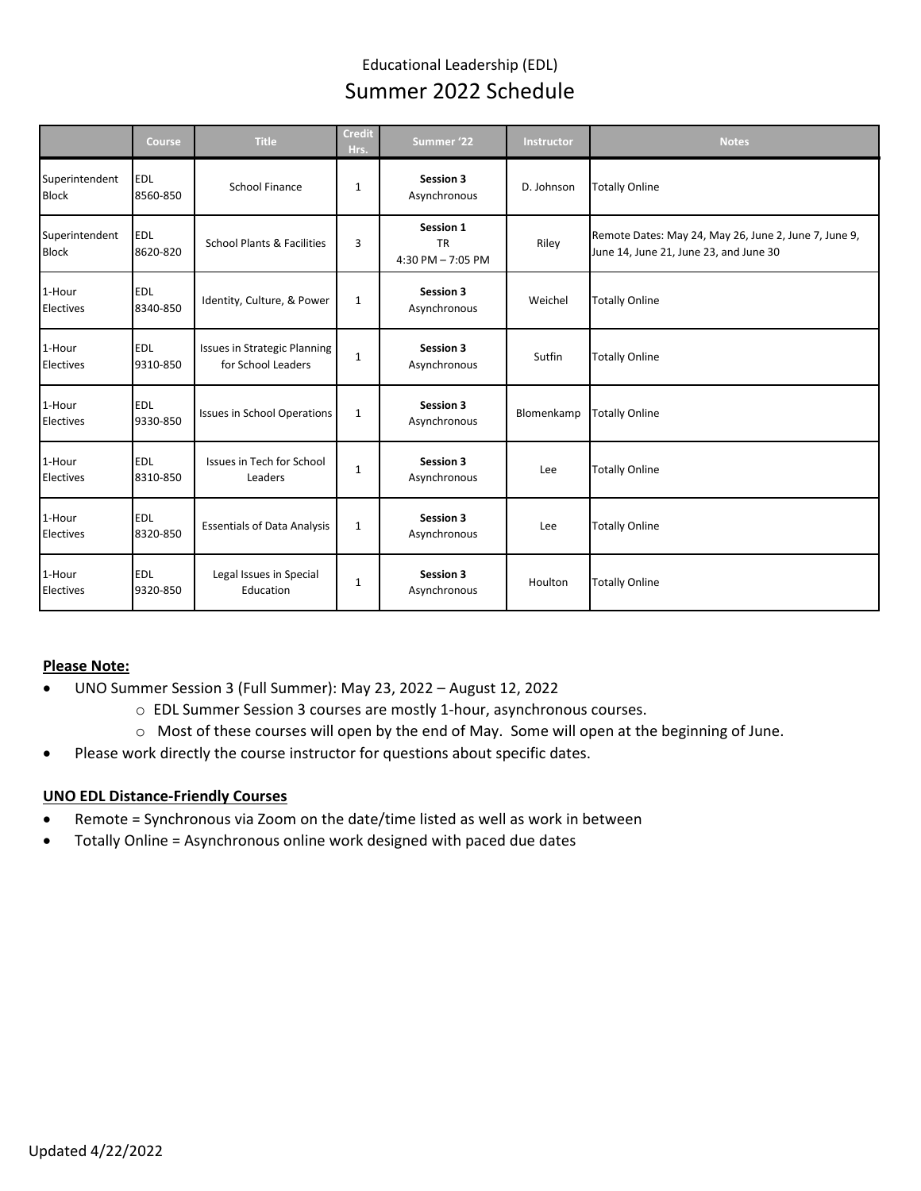Educational Leadership (EDL)

# Summer 2022 Schedule

| | Course | Title | Credit Hrs. | Summer '22 | Instructor | Notes |
|---|---|---|---|---|---|---|
| Superintendent Block | EDL 8560-850 | School Finance | 1 | **Session 3** Asynchronous | D. Johnson | Totally Online |
| Superintendent Block | EDL 8620-820 | School Plants & Facilities | 3 | **Session 1** TR 4:30 PM – 7:05 PM | Riley | Remote Dates: May 24, May 26, June 2, June 7, June 9, June 14, June 21, June 23, and June 30 |
| 1-Hour Electives | EDL 8340-850 | Identity, Culture, & Power | 1 | **Session 3** Asynchronous | Weichel | Totally Online |
| 1-Hour Electives | EDL 9310-850 | Issues in Strategic Planning for School Leaders | 1 | **Session 3** Asynchronous | Sutfin | Totally Online |
| 1-Hour Electives | EDL 9330-850 | Issues in School Operations | 1 | **Session 3** Asynchronous | Blomenkamp | Totally Online |
| 1-Hour Electives | EDL 8310-850 | Issues in Tech for School Leaders | 1 | **Session 3** Asynchronous | Lee | Totally Online |
| 1-Hour Electives | EDL 8320-850 | Essentials of Data Analysis | 1 | **Session 3** Asynchronous | Lee | Totally Online |
| 1-Hour Electives | EDL 9320-850 | Legal Issues in Special Education | 1 | **Session 3** Asynchronous | Houlton | Totally Online |

**Please Note:**

- UNO Summer Session 3 (Full Summer): May 23, 2022 – August 12, 2022
  - EDL Summer Session 3 courses are mostly 1-hour, asynchronous courses.
  - Most of these courses will open by the end of May. Some will open at the beginning of June.
- Please work directly the course instructor for questions about specific dates.

**UNO EDL Distance-Friendly Courses**

- Remote = Synchronous via Zoom on the date/time listed as well as work in between
- Totally Online = Asynchronous online work designed with paced due dates

Updated 4/22/2022